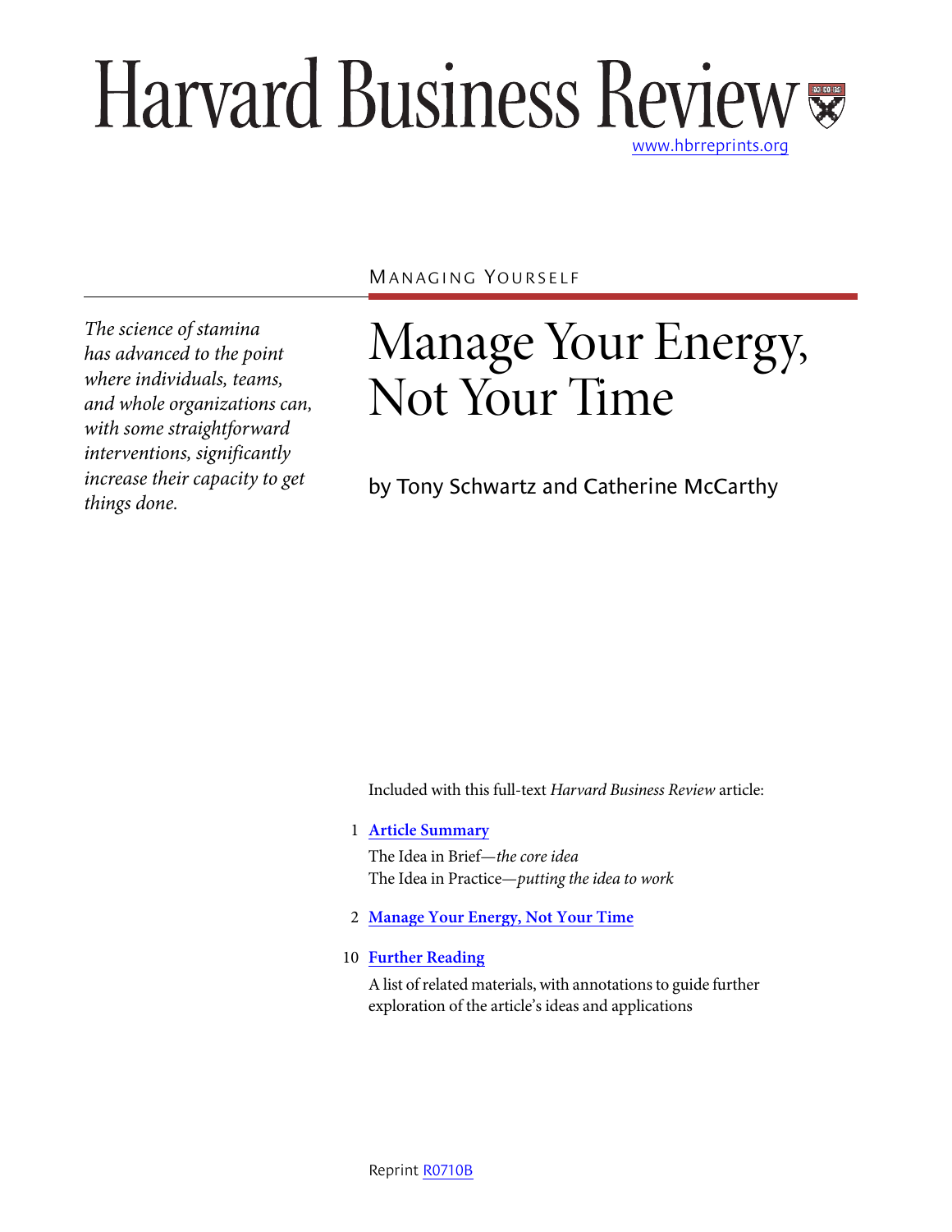# Harvard Business Review

www.hbrreprints.org

MANAGING YOURSELF

*The science of stamina has advanced to the point where individuals, teams, and whole organizations can, with some straightforward interventions, significantly increase their capacity to get things done.*

# Manage Your Energy, Not Your Time

by Tony Schwartz and Catherine McCarthy

Included with this full-text *Harvard Business Review* article:

1 **Article Summary**

The Idea in Brief—*the core idea*

The Idea in Practice—*putting the idea to work*

2 **Manage Your Energy, Not Your Time**

10 **Further Reading**

A list of related materials, with annotations to guide further exploration of the article's ideas and applications

Reprint R0710B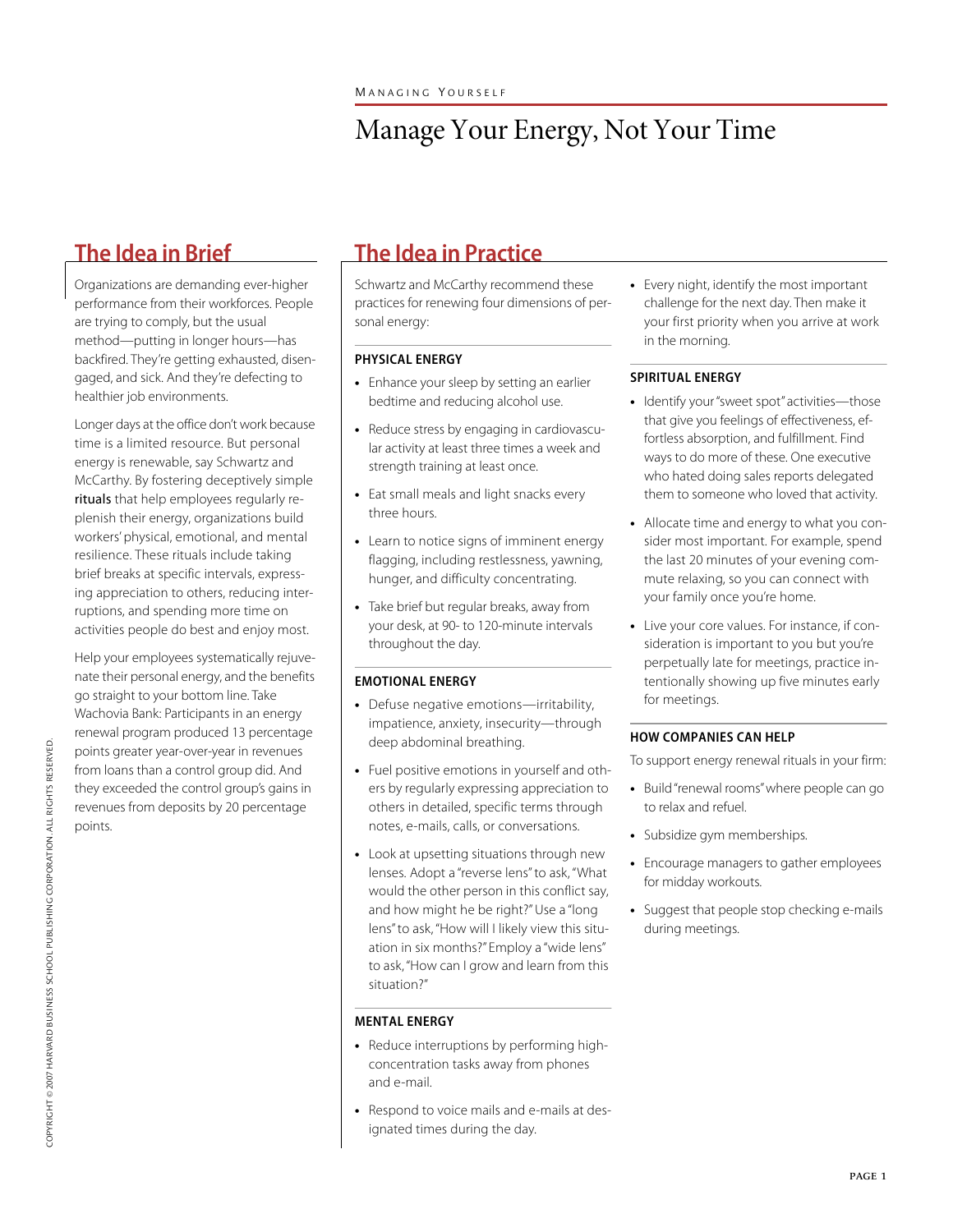# Manage Your Energy, Not Your Time

## The Idea in Brief

Organizations are demanding ever-higher performance from their workforces. People are trying to comply, but the usual method—putting in longer hours—has backfired. They're getting exhausted, disengaged, and sick. And they're defecting to healthier job environments.

Longer days at the office don't work because time is a limited resource. But personal energy is renewable, say Schwartz and McCarthy. By fostering deceptively simple **rituals** that help employees regularly replenish their energy, organizations build workers' physical, emotional, and mental resilience. These rituals include taking brief breaks at specific intervals, expressing appreciation to others, reducing interruptions, and spending more time on activities people do best and enjoy most.

Help your employees systematically rejuvenate their personal energy, and the benefits go straight to your bottom line. Take Wachovia Bank: Participants in an energy renewal program produced 13 percentage points greater year-over-year in revenues from loans than a control group did. And they exceeded the control group's gains in revenues from deposits by 20 percentage points.

## The Idea in Practice

Schwartz and McCarthy recommend these practices for renewing four dimensions of personal energy:

### PHYSICAL ENERGY

- Enhance your sleep by setting an earlier bedtime and reducing alcohol use.
- Reduce stress by engaging in cardiovascular activity at least three times a week and strength training at least once.
- Eat small meals and light snacks every three hours.
- Learn to notice signs of imminent energy flagging, including restlessness, yawning, hunger, and difficulty concentrating.
- Take brief but regular breaks, away from your desk, at 90- to 120-minute intervals throughout the day.

### EMOTIONAL ENERGY

- Defuse negative emotions—irritability, impatience, anxiety, insecurity—through deep abdominal breathing.
- Fuel positive emotions in yourself and others by regularly expressing appreciation to others in detailed, specific terms through notes, e-mails, calls, or conversations.
- Look at upsetting situations through new lenses. Adopt a "reverse lens" to ask, "What would the other person in this conflict say, and how might he be right?" Use a "long lens" to ask, "How will I likely view this situation in six months?" Employ a "wide lens" to ask, "How can I grow and learn from this situation?"

### MENTAL ENERGY

- Reduce interruptions by performing high-concentration tasks away from phones and e-mail.
- Respond to voice mails and e-mails at designated times during the day.
- Every night, identify the most important challenge for the next day. Then make it your first priority when you arrive at work in the morning.

### SPIRITUAL ENERGY

- Identify your "sweet spot" activities—those that give you feelings of effectiveness, effortless absorption, and fulfillment. Find ways to do more of these. One executive who hated doing sales reports delegated them to someone who loved that activity.
- Allocate time and energy to what you consider most important. For example, spend the last 20 minutes of your evening commute relaxing, so you can connect with your family once you're home.
- Live your core values. For instance, if consideration is important to you but you're perpetually late for meetings, practice intentionally showing up five minutes early for meetings.

### HOW COMPANIES CAN HELP

To support energy renewal rituals in your firm:

- Build "renewal rooms" where people can go to relax and refuel.
- Subsidize gym memberships.
- Encourage managers to gather employees for midday workouts.
- Suggest that people stop checking e-mails during meetings.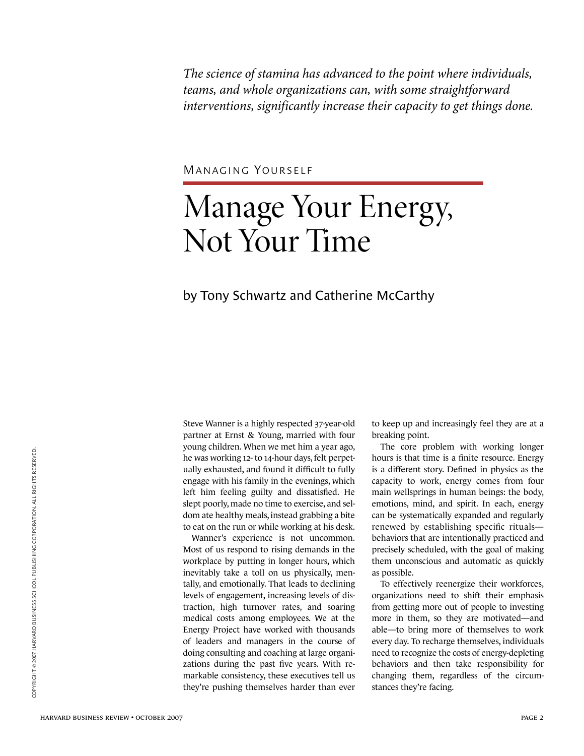*The science of stamina has advanced to the point where individuals, teams, and whole organizations can, with some straightforward interventions, significantly increase their capacity to get things done.*

MANAGING YOURSELF

# Manage Your Energy, Not Your Time

by Tony Schwartz and Catherine McCarthy

Steve Wanner is a highly respected 37-year-old partner at Ernst & Young, married with four young children. When we met him a year ago, he was working 12- to 14-hour days, felt perpetually exhausted, and found it difficult to fully engage with his family in the evenings, which left him feeling guilty and dissatisfied. He slept poorly, made no time to exercise, and seldom ate healthy meals, instead grabbing a bite to eat on the run or while working at his desk.

Wanner's experience is not uncommon. Most of us respond to rising demands in the workplace by putting in longer hours, which inevitably take a toll on us physically, mentally, and emotionally. That leads to declining levels of engagement, increasing levels of distraction, high turnover rates, and soaring medical costs among employees. We at the Energy Project have worked with thousands of leaders and managers in the course of doing consulting and coaching at large organizations during the past five years. With remarkable consistency, these executives tell us they're pushing themselves harder than ever to keep up and increasingly feel they are at a breaking point.

The core problem with working longer hours is that time is a finite resource. Energy is a different story. Defined in physics as the capacity to work, energy comes from four main wellsprings in human beings: the body, emotions, mind, and spirit. In each, energy can be systematically expanded and regularly renewed by establishing specific rituals—behaviors that are intentionally practiced and precisely scheduled, with the goal of making them unconscious and automatic as quickly as possible.

To effectively reenergize their workforces, organizations need to shift their emphasis from getting more out of people to investing more in them, so they are motivated—and able—to bring more of themselves to work every day. To recharge themselves, individuals need to recognize the costs of energy-depleting behaviors and then take responsibility for changing them, regardless of the circumstances they're facing.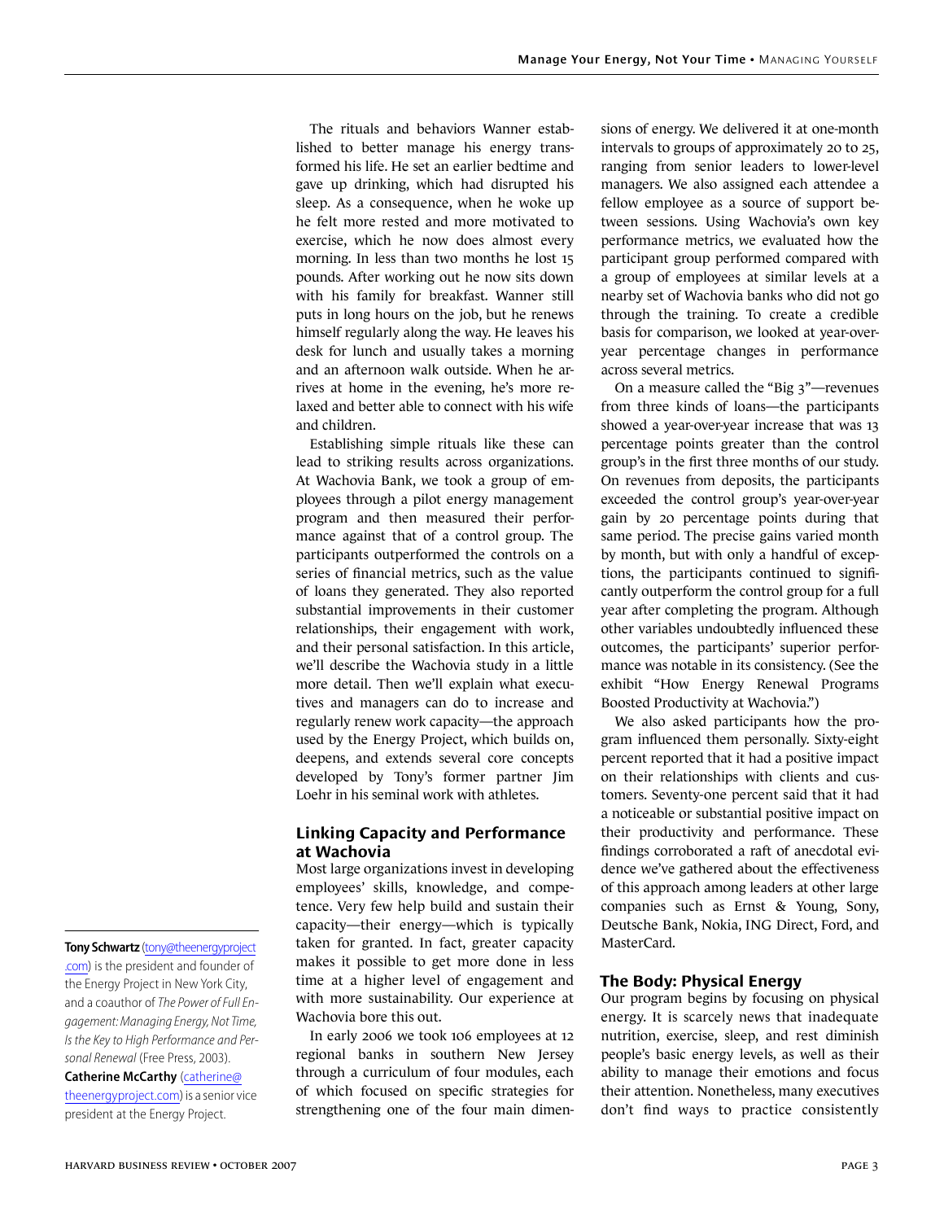The rituals and behaviors Wanner established to better manage his energy transformed his life. He set an earlier bedtime and gave up drinking, which had disrupted his sleep. As a consequence, when he woke up he felt more rested and more motivated to exercise, which he now does almost every morning. In less than two months he lost 15 pounds. After working out he now sits down with his family for breakfast. Wanner still puts in long hours on the job, but he renews himself regularly along the way. He leaves his desk for lunch and usually takes a morning and an afternoon walk outside. When he arrives at home in the evening, he's more relaxed and better able to connect with his wife and children.

Establishing simple rituals like these can lead to striking results across organizations. At Wachovia Bank, we took a group of employees through a pilot energy management program and then measured their performance against that of a control group. The participants outperformed the controls on a series of financial metrics, such as the value of loans they generated. They also reported substantial improvements in their customer relationships, their engagement with work, and their personal satisfaction. In this article, we'll describe the Wachovia study in a little more detail. Then we'll explain what executives and managers can do to increase and regularly renew work capacity—the approach used by the Energy Project, which builds on, deepens, and extends several core concepts developed by Tony's former partner Jim Loehr in his seminal work with athletes.

## Linking Capacity and Performance at Wachovia

Most large organizations invest in developing employees' skills, knowledge, and competence. Very few help build and sustain their capacity—their energy—which is typically taken for granted. In fact, greater capacity makes it possible to get more done in less time at a higher level of engagement and with more sustainability. Our experience at Wachovia bore this out.

In early 2006 we took 106 employees at 12 regional banks in southern New Jersey through a curriculum of four modules, each of which focused on specific strategies for strengthening one of the four main dimensions of energy. We delivered it at one-month intervals to groups of approximately 20 to 25, ranging from senior leaders to lower-level managers. We also assigned each attendee a fellow employee as a source of support between sessions. Using Wachovia's own key performance metrics, we evaluated how the participant group performed compared with a group of employees at similar levels at a nearby set of Wachovia banks who did not go through the training. To create a credible basis for comparison, we looked at year-over-year percentage changes in performance across several metrics.

On a measure called the "Big 3"—revenues from three kinds of loans—the participants showed a year-over-year increase that was 13 percentage points greater than the control group's in the first three months of our study. On revenues from deposits, the participants exceeded the control group's year-over-year gain by 20 percentage points during that same period. The precise gains varied month by month, but with only a handful of exceptions, the participants continued to significantly outperform the control group for a full year after completing the program. Although other variables undoubtedly influenced these outcomes, the participants' superior performance was notable in its consistency. (See the exhibit "How Energy Renewal Programs Boosted Productivity at Wachovia.")

We also asked participants how the program influenced them personally. Sixty-eight percent reported that it had a positive impact on their relationships with clients and customers. Seventy-one percent said that it had a noticeable or substantial positive impact on their productivity and performance. These findings corroborated a raft of anecdotal evidence we've gathered about the effectiveness of this approach among leaders at other large companies such as Ernst & Young, Sony, Deutsche Bank, Nokia, ING Direct, Ford, and MasterCard.

## The Body: Physical Energy

Our program begins by focusing on physical energy. It is scarcely news that inadequate nutrition, exercise, sleep, and rest diminish people's basic energy levels, as well as their ability to manage their emotions and focus their attention. Nonetheless, many executives don't find ways to practice consistently

---

**Tony Schwartz** (tony@theenergyproject.com) is the president and founder of the Energy Project in New York City, and a coauthor of *The Power of Full Engagement: Managing Energy, Not Time, Is the Key to High Performance and Personal Renewal* (Free Press, 2003). **Catherine McCarthy** (catherine@theenergyproject.com) is a senior vice president at the Energy Project.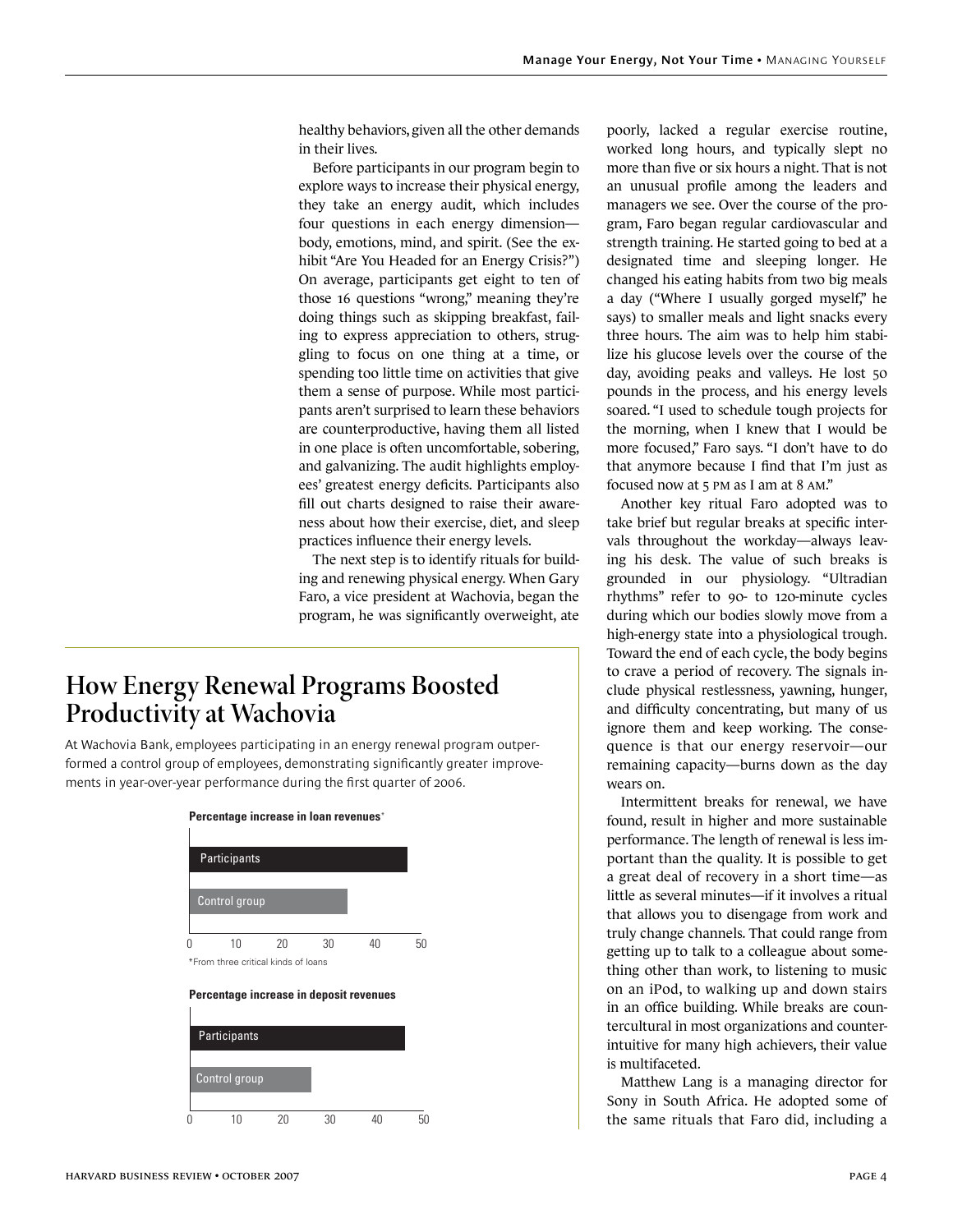healthy behaviors, given all the other demands in their lives.

Before participants in our program begin to explore ways to increase their physical energy, they take an energy audit, which includes four questions in each energy dimension—body, emotions, mind, and spirit. (See the exhibit "Are You Headed for an Energy Crisis?") On average, participants get eight to ten of those 16 questions "wrong," meaning they're doing things such as skipping breakfast, failing to express appreciation to others, struggling to focus on one thing at a time, or spending too little time on activities that give them a sense of purpose. While most participants aren't surprised to learn these behaviors are counterproductive, having them all listed in one place is often uncomfortable, sobering, and galvanizing. The audit highlights employees' greatest energy deficits. Participants also fill out charts designed to raise their awareness about how their exercise, diet, and sleep practices influence their energy levels.

The next step is to identify rituals for building and renewing physical energy. When Gary Faro, a vice president at Wachovia, began the program, he was significantly overweight, ate poorly, lacked a regular exercise routine, worked long hours, and typically slept no more than five or six hours a night. That is not an unusual profile among the leaders and managers we see. Over the course of the program, Faro began regular cardiovascular and strength training. He started going to bed at a designated time and sleeping longer. He changed his eating habits from two big meals a day ("Where I usually gorged myself," he says) to smaller meals and light snacks every three hours. The aim was to help him stabilize his glucose levels over the course of the day, avoiding peaks and valleys. He lost 50 pounds in the process, and his energy levels soared. "I used to schedule tough projects for the morning, when I knew that I would be more focused," Faro says. "I don't have to do that anymore because I find that I'm just as focused now at 5 PM as I am at 8 AM."

Another key ritual Faro adopted was to take brief but regular breaks at specific intervals throughout the workday—always leaving his desk. The value of such breaks is grounded in our physiology. "Ultradian rhythms" refer to 90- to 120-minute cycles during which our bodies slowly move from a high-energy state into a physiological trough. Toward the end of each cycle, the body begins to crave a period of recovery. The signals include physical restlessness, yawning, hunger, and difficulty concentrating, but many of us ignore them and keep working. The consequence is that our energy reservoir—our remaining capacity—burns down as the day wears on.

Intermittent breaks for renewal, we have found, result in higher and more sustainable performance. The length of renewal is less important than the quality. It is possible to get a great deal of recovery in a short time—as little as several minutes—if it involves a ritual that allows you to disengage from work and truly change channels. That could range from getting up to talk to a colleague about something other than work, to listening to music on an iPod, to walking up and down stairs in an office building. While breaks are countercultural in most organizations and counterintuitive for many high achievers, their value is multifaceted.

Matthew Lang is a managing director for Sony in South Africa. He adopted some of the same rituals that Faro did, including a

## How Energy Renewal Programs Boosted Productivity at Wachovia

At Wachovia Bank, employees participating in an energy renewal program outperformed a control group of employees, demonstrating significantly greater improvements in year-over-year performance during the first quarter of 2006.

**Percentage increase in loan revenues***

Participants

Control group

0 10 20 30 40 50

*From three critical kinds of loans

**Percentage increase in deposit revenues**

Participants

Control group

0 10 20 30 40 50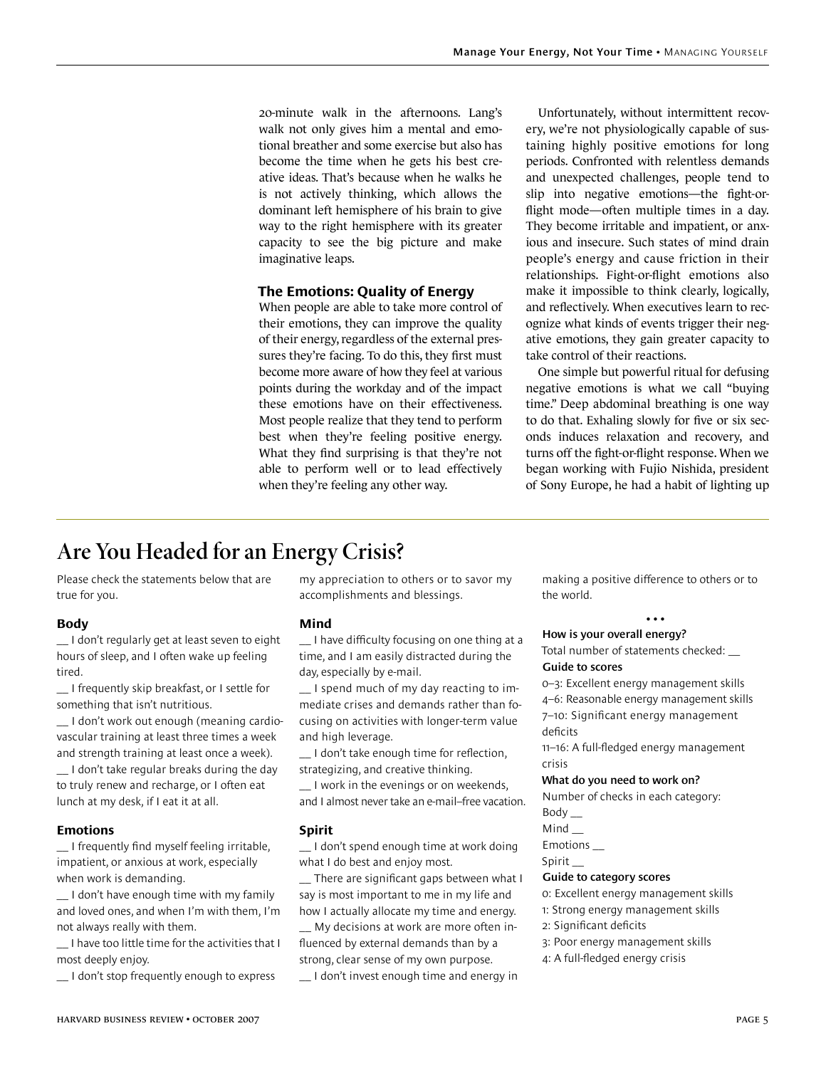20-minute walk in the afternoons. Lang's walk not only gives him a mental and emotional breather and some exercise but also has become the time when he gets his best creative ideas. That's because when he walks he is not actively thinking, which allows the dominant left hemisphere of his brain to give way to the right hemisphere with its greater capacity to see the big picture and make imaginative leaps.

### The Emotions: Quality of Energy

When people are able to take more control of their emotions, they can improve the quality of their energy, regardless of the external pressures they're facing. To do this, they first must become more aware of how they feel at various points during the workday and of the impact these emotions have on their effectiveness. Most people realize that they tend to perform best when they're feeling positive energy. What they find surprising is that they're not able to perform well or to lead effectively when they're feeling any other way.

Unfortunately, without intermittent recovery, we're not physiologically capable of sustaining highly positive emotions for long periods. Confronted with relentless demands and unexpected challenges, people tend to slip into negative emotions—the fight-or-flight mode—often multiple times in a day. They become irritable and impatient, or anxious and insecure. Such states of mind drain people's energy and cause friction in their relationships. Fight-or-flight emotions also make it impossible to think clearly, logically, and reflectively. When executives learn to recognize what kinds of events trigger their negative emotions, they gain greater capacity to take control of their reactions.

One simple but powerful ritual for defusing negative emotions is what we call "buying time." Deep abdominal breathing is one way to do that. Exhaling slowly for five or six seconds induces relaxation and recovery, and turns off the fight-or-flight response. When we began working with Fujio Nishida, president of Sony Europe, he had a habit of lighting up

## Are You Headed for an Energy Crisis?

Please check the statements below that are true for you.

**Body**

__ I don't regularly get at least seven to eight hours of sleep, and I often wake up feeling tired.

__ I frequently skip breakfast, or I settle for something that isn't nutritious.

__ I don't work out enough (meaning cardiovascular training at least three times a week and strength training at least once a week).

__ I don't take regular breaks during the day to truly renew and recharge, or I often eat lunch at my desk, if I eat it at all.

**Emotions**

__ I frequently find myself feeling irritable, impatient, or anxious at work, especially when work is demanding.

__ I don't have enough time with my family and loved ones, and when I'm with them, I'm not always really with them.

__ I have too little time for the activities that I most deeply enjoy.

__ I don't stop frequently enough to express my appreciation to others or to savor my accomplishments and blessings.

**Mind**

__ I have difficulty focusing on one thing at a time, and I am easily distracted during the day, especially by e-mail.

__ I spend much of my day reacting to immediate crises and demands rather than focusing on activities with longer-term value and high leverage.

__ I don't take enough time for reflection, strategizing, and creative thinking.

__ I work in the evenings or on weekends, and I almost never take an e-mail–free vacation.

**Spirit**

__ I don't spend enough time at work doing what I do best and enjoy most.

__ There are significant gaps between what I say is most important to me in my life and how I actually allocate my time and energy.

__ My decisions at work are more often influenced by external demands than by a strong, clear sense of my own purpose.

__ I don't invest enough time and energy in making a positive difference to others or to the world.

• • •

**How is your overall energy?**

Total number of statements checked: __

**Guide to scores**

0–3: Excellent energy management skills
4–6: Reasonable energy management skills
7–10: Significant energy management deficits
11–16: A full-fledged energy management crisis

**What do you need to work on?**

Number of checks in each category:

Body __
Mind __
Emotions __
Spirit __

**Guide to category scores**

0: Excellent energy management skills
1: Strong energy management skills
2: Significant deficits
3: Poor energy management skills
4: A full-fledged energy crisis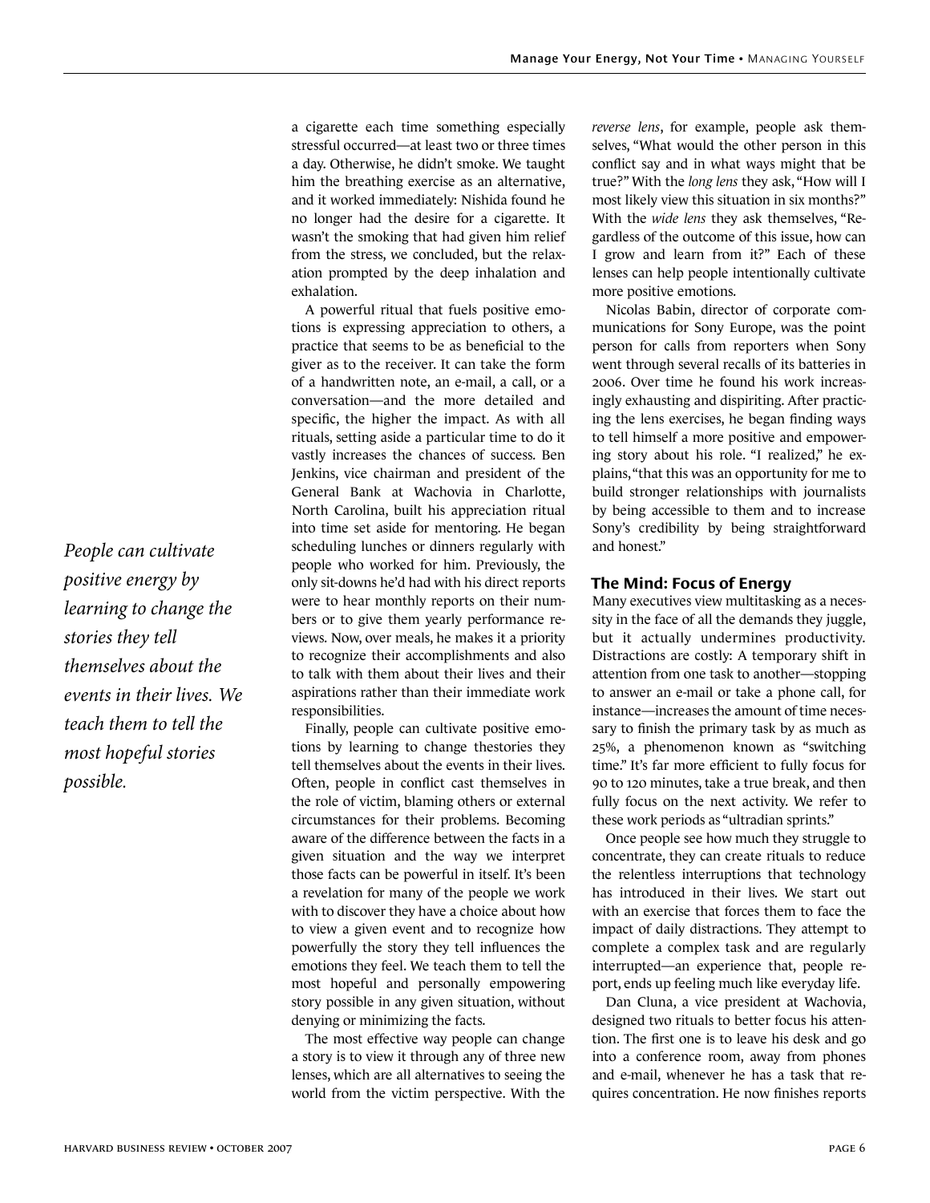a cigarette each time something especially stressful occurred—at least two or three times a day. Otherwise, he didn't smoke. We taught him the breathing exercise as an alternative, and it worked immediately: Nishida found he no longer had the desire for a cigarette. It wasn't the smoking that had given him relief from the stress, we concluded, but the relaxation prompted by the deep inhalation and exhalation.

A powerful ritual that fuels positive emotions is expressing appreciation to others, a practice that seems to be as beneficial to the giver as to the receiver. It can take the form of a handwritten note, an e-mail, a call, or a conversation—and the more detailed and specific, the higher the impact. As with all rituals, setting aside a particular time to do it vastly increases the chances of success. Ben Jenkins, vice chairman and president of the General Bank at Wachovia in Charlotte, North Carolina, built his appreciation ritual into time set aside for mentoring. He began scheduling lunches or dinners regularly with people who worked for him. Previously, the only sit-downs he'd had with his direct reports were to hear monthly reports on their numbers or to give them yearly performance reviews. Now, over meals, he makes it a priority to recognize their accomplishments and also to talk with them about their lives and their aspirations rather than their immediate work responsibilities.

Finally, people can cultivate positive emotions by learning to change thestories they tell themselves about the events in their lives. Often, people in conflict cast themselves in the role of victim, blaming others or external circumstances for their problems. Becoming aware of the difference between the facts in a given situation and the way we interpret those facts can be powerful in itself. It's been a revelation for many of the people we work with to discover they have a choice about how to view a given event and to recognize how powerfully the story they tell influences the emotions they feel. We teach them to tell the most hopeful and personally empowering story possible in any given situation, without denying or minimizing the facts.

*People can cultivate positive energy by learning to change the stories they tell themselves about the events in their lives. We teach them to tell the most hopeful stories possible.*

The most effective way people can change a story is to view it through any of three new lenses, which are all alternatives to seeing the world from the victim perspective. With the *reverse lens*, for example, people ask themselves, "What would the other person in this conflict say and in what ways might that be true?" With the *long lens* they ask, "How will I most likely view this situation in six months?" With the *wide lens* they ask themselves, "Regardless of the outcome of this issue, how can I grow and learn from it?" Each of these lenses can help people intentionally cultivate more positive emotions.

Nicolas Babin, director of corporate communications for Sony Europe, was the point person for calls from reporters when Sony went through several recalls of its batteries in 2006. Over time he found his work increasingly exhausting and dispiriting. After practicing the lens exercises, he began finding ways to tell himself a more positive and empowering story about his role. "I realized," he explains, "that this was an opportunity for me to build stronger relationships with journalists by being accessible to them and to increase Sony's credibility by being straightforward and honest."

## The Mind: Focus of Energy

Many executives view multitasking as a necessity in the face of all the demands they juggle, but it actually undermines productivity. Distractions are costly: A temporary shift in attention from one task to another—stopping to answer an e-mail or take a phone call, for instance—increases the amount of time necessary to finish the primary task by as much as 25%, a phenomenon known as "switching time." It's far more efficient to fully focus for 90 to 120 minutes, take a true break, and then fully focus on the next activity. We refer to these work periods as "ultradian sprints."

Once people see how much they struggle to concentrate, they can create rituals to reduce the relentless interruptions that technology has introduced in their lives. We start out with an exercise that forces them to face the impact of daily distractions. They attempt to complete a complex task and are regularly interrupted—an experience that, people report, ends up feeling much like everyday life.

Dan Cluna, a vice president at Wachovia, designed two rituals to better focus his attention. The first one is to leave his desk and go into a conference room, away from phones and e-mail, whenever he has a task that requires concentration. He now finishes reports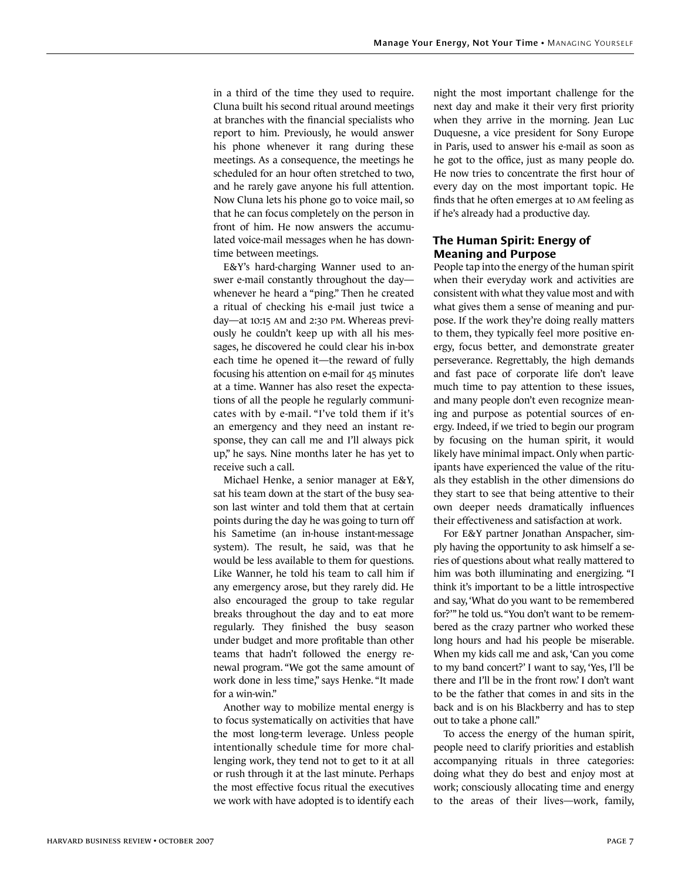in a third of the time they used to require. Cluna built his second ritual around meetings at branches with the financial specialists who report to him. Previously, he would answer his phone whenever it rang during these meetings. As a consequence, the meetings he scheduled for an hour often stretched to two, and he rarely gave anyone his full attention. Now Cluna lets his phone go to voice mail, so that he can focus completely on the person in front of him. He now answers the accumulated voice-mail messages when he has downtime between meetings.

E&Y's hard-charging Wanner used to answer e-mail constantly throughout the day—whenever he heard a "ping." Then he created a ritual of checking his e-mail just twice a day—at 10:15 AM and 2:30 PM. Whereas previously he couldn't keep up with all his messages, he discovered he could clear his in-box each time he opened it—the reward of fully focusing his attention on e-mail for 45 minutes at a time. Wanner has also reset the expectations of all the people he regularly communicates with by e-mail. "I've told them if it's an emergency and they need an instant response, they can call me and I'll always pick up," he says. Nine months later he has yet to receive such a call.

Michael Henke, a senior manager at E&Y, sat his team down at the start of the busy season last winter and told them that at certain points during the day he was going to turn off his Sametime (an in-house instant-message system). The result, he said, was that he would be less available to them for questions. Like Wanner, he told his team to call him if any emergency arose, but they rarely did. He also encouraged the group to take regular breaks throughout the day and to eat more regularly. They finished the busy season under budget and more profitable than other teams that hadn't followed the energy renewal program. "We got the same amount of work done in less time," says Henke. "It made for a win-win."

Another way to mobilize mental energy is to focus systematically on activities that have the most long-term leverage. Unless people intentionally schedule time for more challenging work, they tend not to get to it at all or rush through it at the last minute. Perhaps the most effective focus ritual the executives we work with have adopted is to identify each night the most important challenge for the next day and make it their very first priority when they arrive in the morning. Jean Luc Duquesne, a vice president for Sony Europe in Paris, used to answer his e-mail as soon as he got to the office, just as many people do. He now tries to concentrate the first hour of every day on the most important topic. He finds that he often emerges at 10 AM feeling as if he's already had a productive day.

### The Human Spirit: Energy of Meaning and Purpose

People tap into the energy of the human spirit when their everyday work and activities are consistent with what they value most and with what gives them a sense of meaning and purpose. If the work they're doing really matters to them, they typically feel more positive energy, focus better, and demonstrate greater perseverance. Regrettably, the high demands and fast pace of corporate life don't leave much time to pay attention to these issues, and many people don't even recognize meaning and purpose as potential sources of energy. Indeed, if we tried to begin our program by focusing on the human spirit, it would likely have minimal impact. Only when participants have experienced the value of the rituals they establish in the other dimensions do they start to see that being attentive to their own deeper needs dramatically influences their effectiveness and satisfaction at work.

For E&Y partner Jonathan Anspacher, simply having the opportunity to ask himself a series of questions about what really mattered to him was both illuminating and energizing. "I think it's important to be a little introspective and say, 'What do you want to be remembered for?'" he told us. "You don't want to be remembered as the crazy partner who worked these long hours and had his people be miserable. When my kids call me and ask, 'Can you come to my band concert?' I want to say, 'Yes, I'll be there and I'll be in the front row.' I don't want to be the father that comes in and sits in the back and is on his Blackberry and has to step out to take a phone call."

To access the energy of the human spirit, people need to clarify priorities and establish accompanying rituals in three categories: doing what they do best and enjoy most at work; consciously allocating time and energy to the areas of their lives—work, family,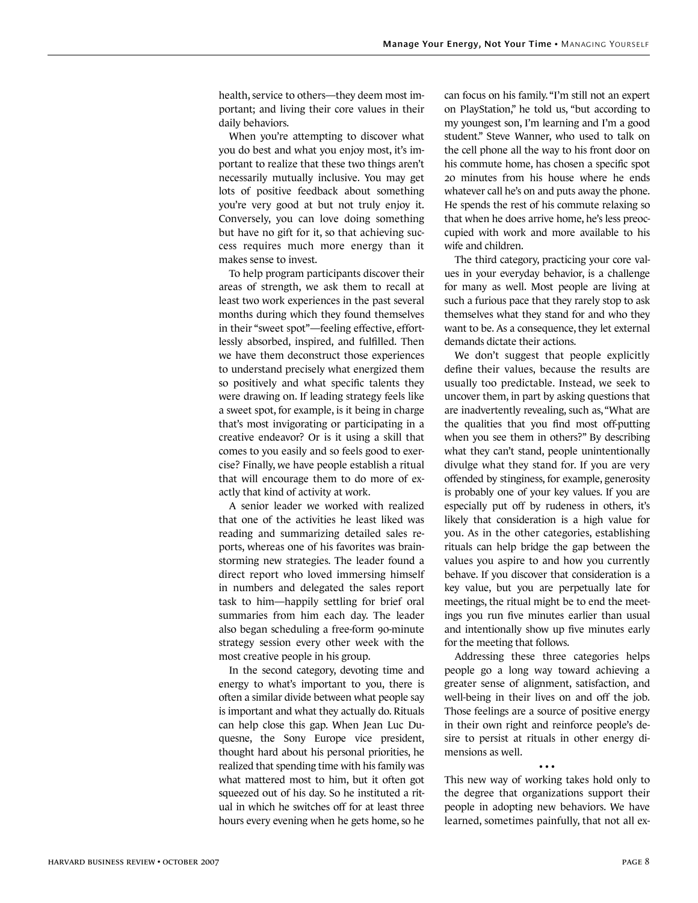health, service to others—they deem most important; and living their core values in their daily behaviors.

When you're attempting to discover what you do best and what you enjoy most, it's important to realize that these two things aren't necessarily mutually inclusive. You may get lots of positive feedback about something you're very good at but not truly enjoy it. Conversely, you can love doing something but have no gift for it, so that achieving success requires much more energy than it makes sense to invest.

To help program participants discover their areas of strength, we ask them to recall at least two work experiences in the past several months during which they found themselves in their "sweet spot"—feeling effective, effortlessly absorbed, inspired, and fulfilled. Then we have them deconstruct those experiences to understand precisely what energized them so positively and what specific talents they were drawing on. If leading strategy feels like a sweet spot, for example, is it being in charge that's most invigorating or participating in a creative endeavor? Or is it using a skill that comes to you easily and so feels good to exercise? Finally, we have people establish a ritual that will encourage them to do more of exactly that kind of activity at work.

A senior leader we worked with realized that one of the activities he least liked was reading and summarizing detailed sales reports, whereas one of his favorites was brainstorming new strategies. The leader found a direct report who loved immersing himself in numbers and delegated the sales report task to him—happily settling for brief oral summaries from him each day. The leader also began scheduling a free-form 90-minute strategy session every other week with the most creative people in his group.

In the second category, devoting time and energy to what's important to you, there is often a similar divide between what people say is important and what they actually do. Rituals can help close this gap. When Jean Luc Duquesne, the Sony Europe vice president, thought hard about his personal priorities, he realized that spending time with his family was what mattered most to him, but it often got squeezed out of his day. So he instituted a ritual in which he switches off for at least three hours every evening when he gets home, so he can focus on his family. "I'm still not an expert on PlayStation," he told us, "but according to my youngest son, I'm learning and I'm a good student." Steve Wanner, who used to talk on the cell phone all the way to his front door on his commute home, has chosen a specific spot 20 minutes from his house where he ends whatever call he's on and puts away the phone. He spends the rest of his commute relaxing so that when he does arrive home, he's less preoccupied with work and more available to his wife and children.

The third category, practicing your core values in your everyday behavior, is a challenge for many as well. Most people are living at such a furious pace that they rarely stop to ask themselves what they stand for and who they want to be. As a consequence, they let external demands dictate their actions.

We don't suggest that people explicitly define their values, because the results are usually too predictable. Instead, we seek to uncover them, in part by asking questions that are inadvertently revealing, such as, "What are the qualities that you find most off-putting when you see them in others?" By describing what they can't stand, people unintentionally divulge what they stand for. If you are very offended by stinginess, for example, generosity is probably one of your key values. If you are especially put off by rudeness in others, it's likely that consideration is a high value for you. As in the other categories, establishing rituals can help bridge the gap between the values you aspire to and how you currently behave. If you discover that consideration is a key value, but you are perpetually late for meetings, the ritual might be to end the meetings you run five minutes earlier than usual and intentionally show up five minutes early for the meeting that follows.

Addressing these three categories helps people go a long way toward achieving a greater sense of alignment, satisfaction, and well-being in their lives on and off the job. Those feelings are a source of positive energy in their own right and reinforce people's desire to persist at rituals in other energy dimensions as well.

• • •

This new way of working takes hold only to the degree that organizations support their people in adopting new behaviors. We have learned, sometimes painfully, that not all ex-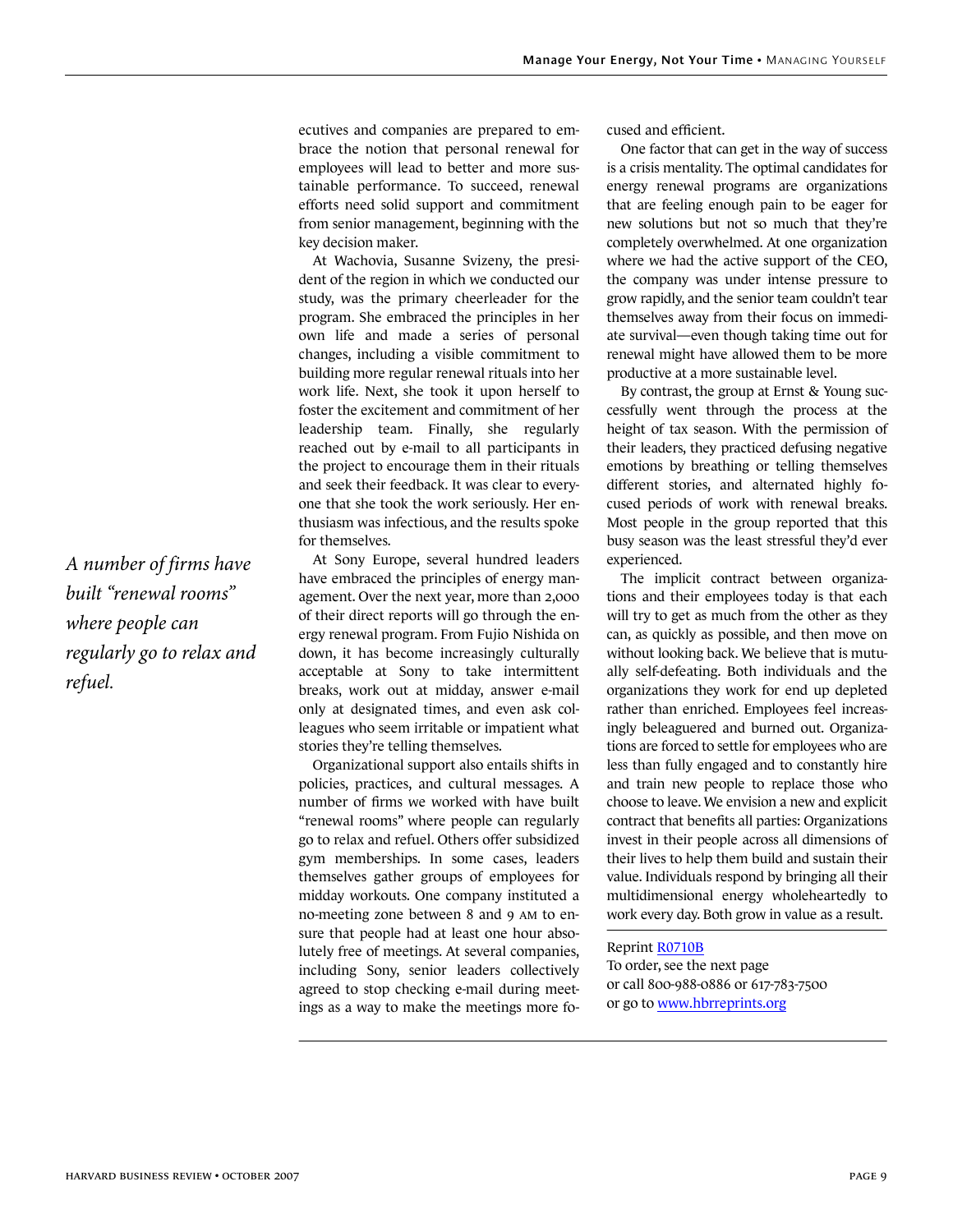ecutives and companies are prepared to embrace the notion that personal renewal for employees will lead to better and more sustainable performance. To succeed, renewal efforts need solid support and commitment from senior management, beginning with the key decision maker.

At Wachovia, Susanne Svizeny, the president of the region in which we conducted our study, was the primary cheerleader for the program. She embraced the principles in her own life and made a series of personal changes, including a visible commitment to building more regular renewal rituals into her work life. Next, she took it upon herself to foster the excitement and commitment of her leadership team. Finally, she regularly reached out by e-mail to all participants in the project to encourage them in their rituals and seek their feedback. It was clear to everyone that she took the work seriously. Her enthusiasm was infectious, and the results spoke for themselves.

*A number of firms have built "renewal rooms" where people can regularly go to relax and refuel.*

At Sony Europe, several hundred leaders have embraced the principles of energy management. Over the next year, more than 2,000 of their direct reports will go through the energy renewal program. From Fujio Nishida on down, it has become increasingly culturally acceptable at Sony to take intermittent breaks, work out at midday, answer e-mail only at designated times, and even ask colleagues who seem irritable or impatient what stories they're telling themselves.

Organizational support also entails shifts in policies, practices, and cultural messages. A number of firms we worked with have built "renewal rooms" where people can regularly go to relax and refuel. Others offer subsidized gym memberships. In some cases, leaders themselves gather groups of employees for midday workouts. One company instituted a no-meeting zone between 8 and 9 AM to ensure that people had at least one hour absolutely free of meetings. At several companies, including Sony, senior leaders collectively agreed to stop checking e-mail during meetings as a way to make the meetings more focused and efficient.

One factor that can get in the way of success is a crisis mentality. The optimal candidates for energy renewal programs are organizations that are feeling enough pain to be eager for new solutions but not so much that they're completely overwhelmed. At one organization where we had the active support of the CEO, the company was under intense pressure to grow rapidly, and the senior team couldn't tear themselves away from their focus on immediate survival—even though taking time out for renewal might have allowed them to be more productive at a more sustainable level.

By contrast, the group at Ernst & Young successfully went through the process at the height of tax season. With the permission of their leaders, they practiced defusing negative emotions by breathing or telling themselves different stories, and alternated highly focused periods of work with renewal breaks. Most people in the group reported that this busy season was the least stressful they'd ever experienced.

The implicit contract between organizations and their employees today is that each will try to get as much from the other as they can, as quickly as possible, and then move on without looking back. We believe that is mutually self-defeating. Both individuals and the organizations they work for end up depleted rather than enriched. Employees feel increasingly beleaguered and burned out. Organizations are forced to settle for employees who are less than fully engaged and to constantly hire and train new people to replace those who choose to leave. We envision a new and explicit contract that benefits all parties: Organizations invest in their people across all dimensions of their lives to help them build and sustain their value. Individuals respond by bringing all their multidimensional energy wholeheartedly to work every day. Both grow in value as a result.

Reprint R0710B
To order, see the next page
or call 800-988-0886 or 617-783-7500
or go to www.hbrreprints.org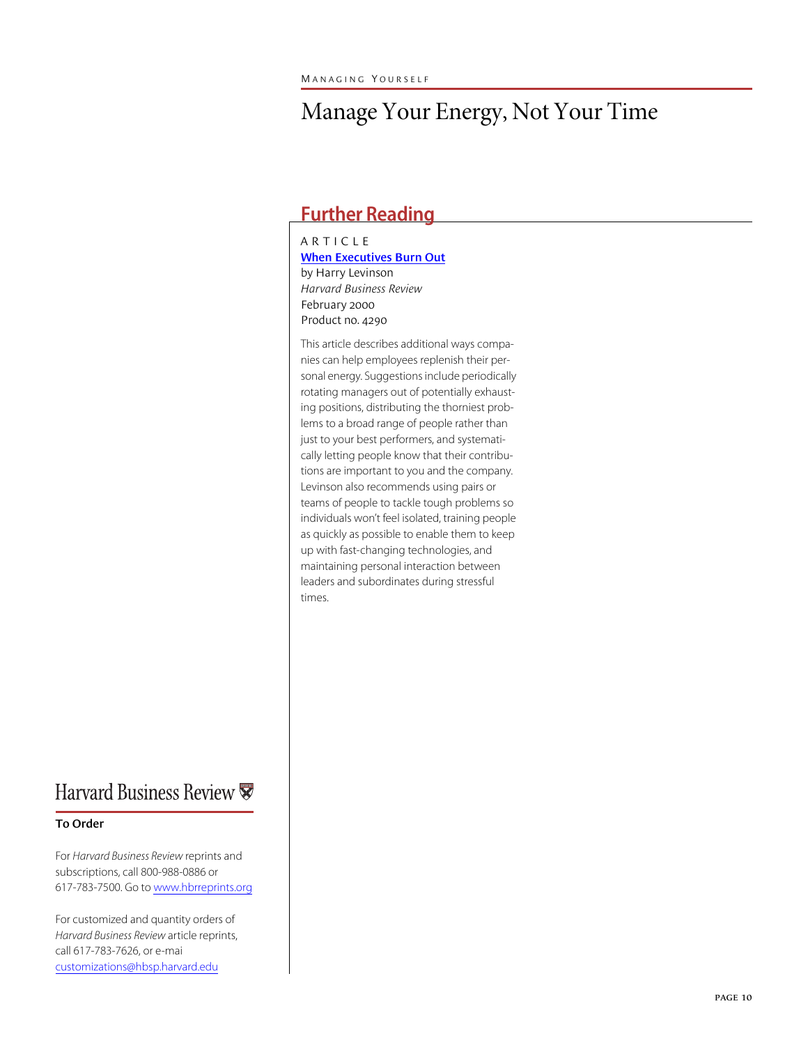## Further Reading

ARTICLE

**When Executives Burn Out**

by Harry Levinson

*Harvard Business Review*

February 2000

Product no. 4290

This article describes additional ways companies can help employees replenish their personal energy. Suggestions include periodically rotating managers out of potentially exhausting positions, distributing the thorniest problems to a broad range of people rather than just to your best performers, and systematically letting people know that their contributions are important to you and the company. Levinson also recommends using pairs or teams of people to tackle tough problems so individuals won't feel isolated, training people as quickly as possible to enable them to keep up with fast-changing technologies, and maintaining personal interaction between leaders and subordinates during stressful times.

Harvard Business Review

**To Order**

For *Harvard Business Review* reprints and subscriptions, call 800-988-0886 or 617-783-7500. Go to www.hbrreprints.org

For customized and quantity orders of *Harvard Business Review* article reprints, call 617-783-7626, or e-mai customizations@hbsp.harvard.edu